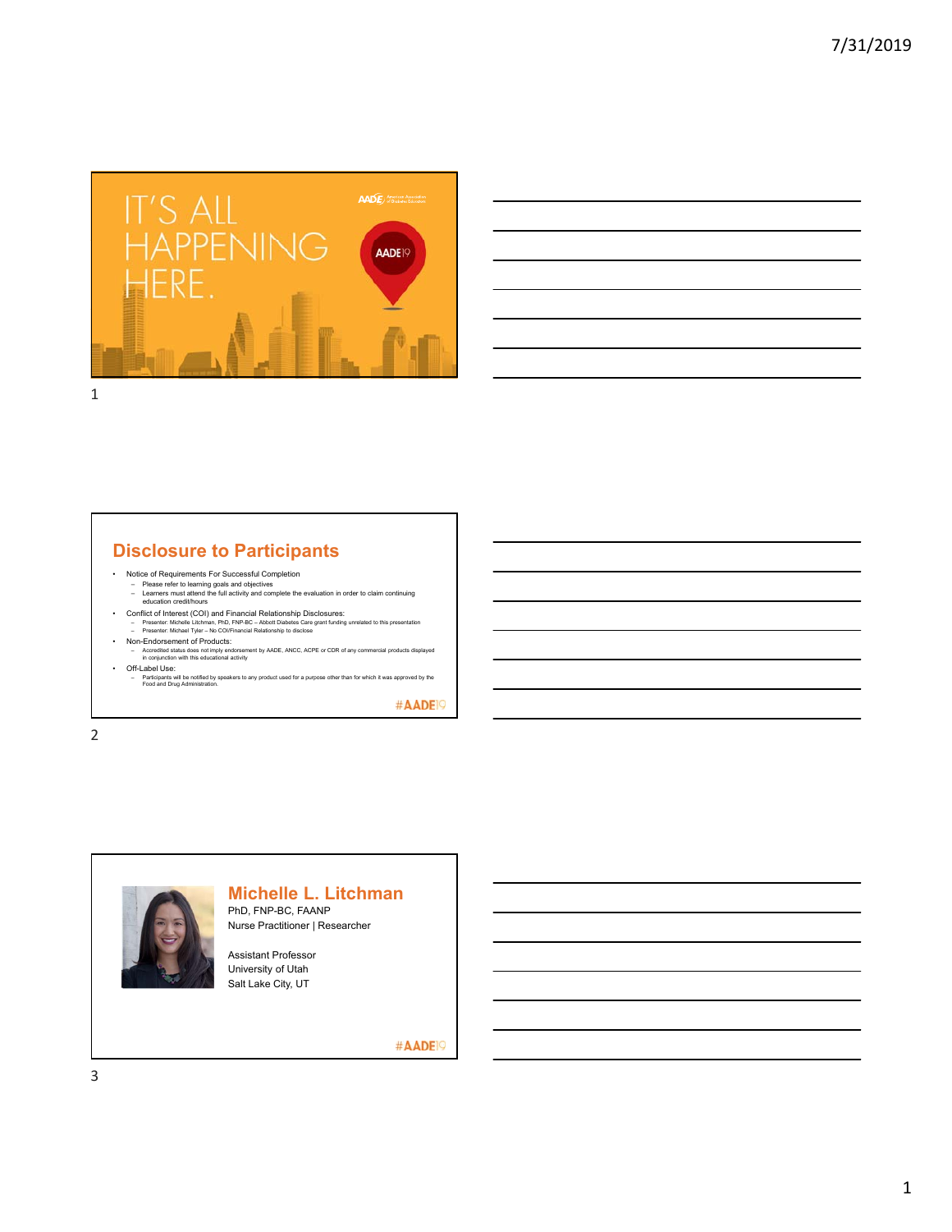IT'S ALL HAPPENING HERE.

AADE19

## Disclosure to Participants

- Notice of Requirements For Successful Completion
  - Please refer to learning goals and objectives
  - Learners must attend the full activity and complete the evaluation in order to claim continuing education credit/hours
- Conflict of Interest (COI) and Financial Relationship Disclosures:
  - Presenter: Michelle Litchman, PhD, FNP-BC – Abbott Diabetes Care grant funding unrelated to this presentation
  - Presenter: Michael Tyler – No COI/Financial Relationship to disclose
- Non-Endorsement of Products:
  - Accredited status does not imply endorsement by AADE, ANCC, ACPE or CDR of any commercial products displayed in conjunction with this educational activity
- Off-Label Use:
  - Participants will be notified by speakers to any product used for a purpose other than for which it was approved by the Food and Drug Administration.

#AADE19

## Michelle L. Litchman

PhD, FNP-BC, FAANP
Nurse Practitioner | Researcher

Assistant Professor
University of Utah
Salt Lake City, UT

#AADE19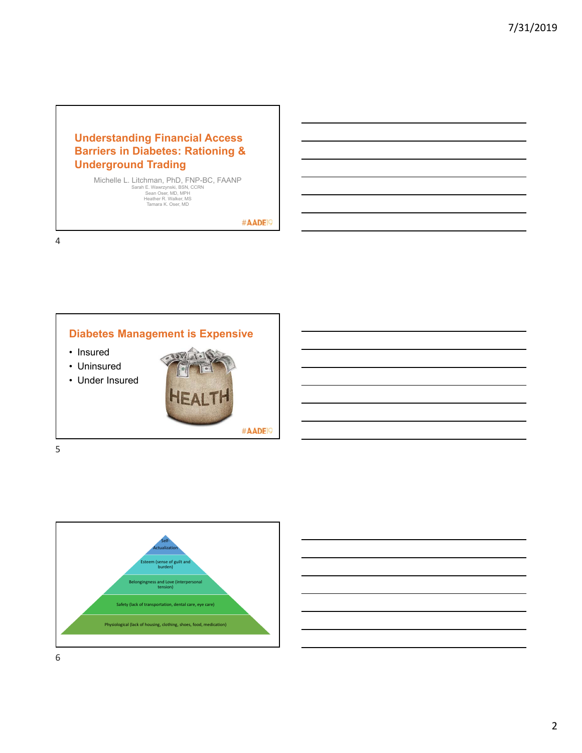## Understanding Financial Access Barriers in Diabetes: Rationing & Underground Trading

Michelle L. Litchman, PhD, FNP-BC, FAANP
Sarah E. Wawrzynski, BSN, CCRN
Sean Oser, MD, MPH
Heather R. Walker, MS
Tamara K. Oser, MD

#AADE19

## Diabetes Management is Expensive

- Insured
- Uninsured
- Under Insured

HEALTH

#AADE19

- Self-Actualization
- Esteem (sense of guilt and burden)
- Belongingness and Love (interpersonal tension)
- Safety (lack of transportation, dental care, eye care)
- Physiological (lack of housing, clothing, shoes, food, medication)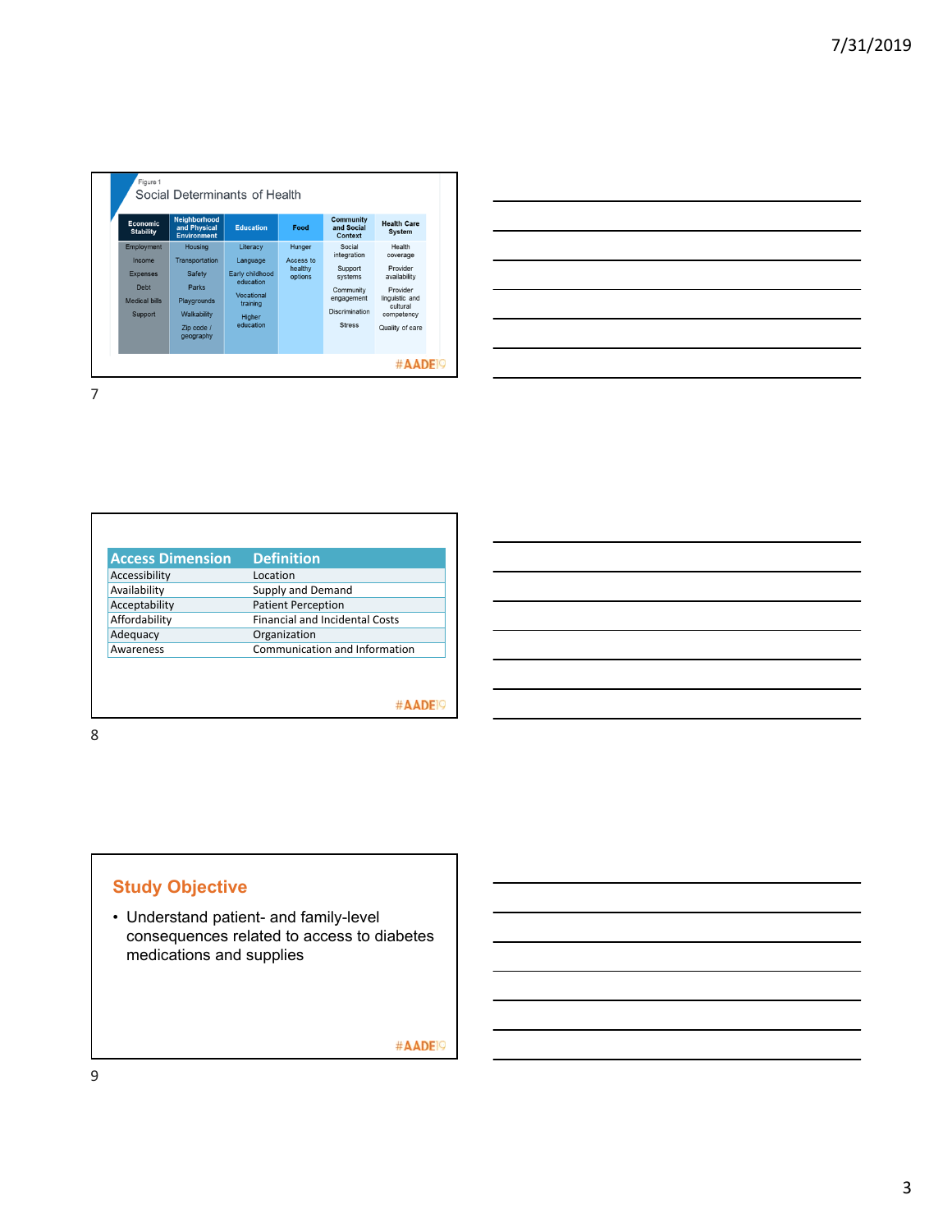Figure 1

Social Determinants of Health

| Economic Stability | Neighborhood and Physical Environment | Education | Food | Community and Social Context | Health Care System |
|---|---|---|---|---|---|
| Employment | Housing | Literacy | Hunger | Social integration | Health coverage |
| Income | Transportation | Language | Access to healthy options | Support systems | Provider availability |
| Expenses | Safety | Early childhood education | | Community engagement | Provider linguistic and cultural competency |
| Debt | Parks | Vocational training | | Discrimination | Quality of care |
| Medical bills | Playgrounds | Higher education | | Stress | |
| Support | Walkability | | | | |
| | Zip code / geography | | | | |

#AADE19

| Access Dimension | Definition |
|---|---|
| Accessibility | Location |
| Availability | Supply and Demand |
| Acceptability | Patient Perception |
| Affordability | Financial and Incidental Costs |
| Adequacy | Organization |
| Awareness | Communication and Information |

#AADE19

## Study Objective

- Understand patient- and family-level consequences related to access to diabetes medications and supplies

#AADE19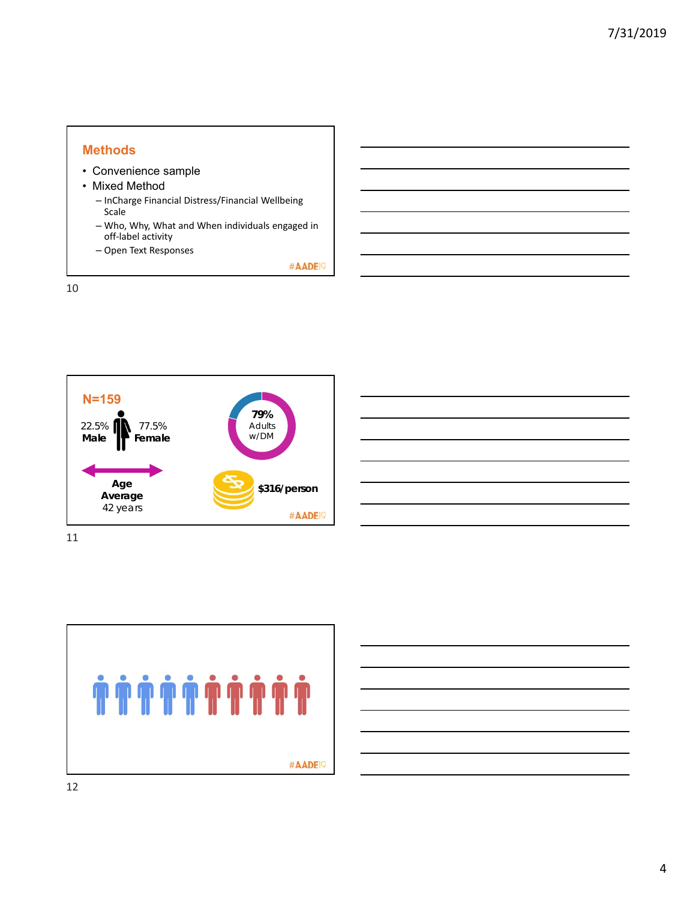## Methods

- Convenience sample
- Mixed Method
  - InCharge Financial Distress/Financial Wellbeing Scale
  - Who, Why, What and When individuals engaged in off-label activity
  - Open Text Responses

#AADE19

## N=159

22.5% **Male**

77.5% **Female**

**Age Average** 42 years

**79%** Adults w/DM

**$316/person**

#AADE19

#AADE19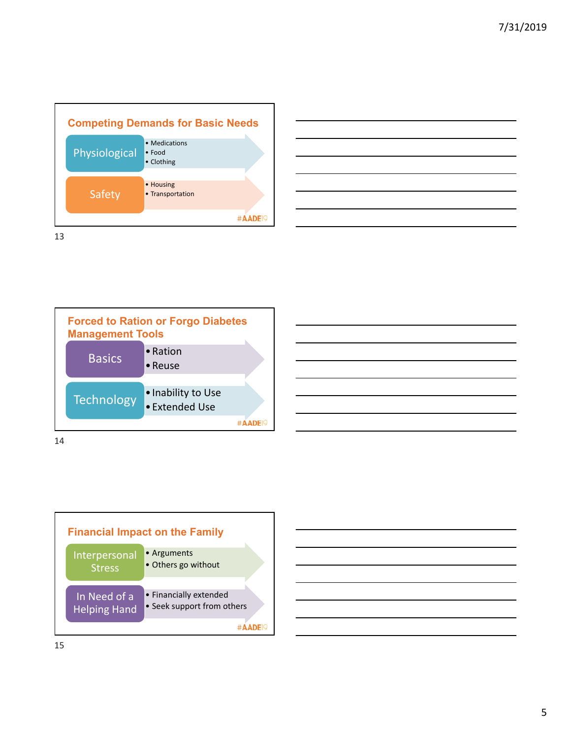## Competing Demands for Basic Needs

**Physiological**
- Medications
- Food
- Clothing

**Safety**
- Housing
- Transportation

#AADE19

## Forced to Ration or Forgo Diabetes Management Tools

**Basics**
- Ration
- Reuse

**Technology**
- Inability to Use
- Extended Use

#AADE19

## Financial Impact on the Family

**Interpersonal Stress**
- Arguments
- Others go without

**In Need of a Helping Hand**
- Financially extended
- Seek support from others

#AADE19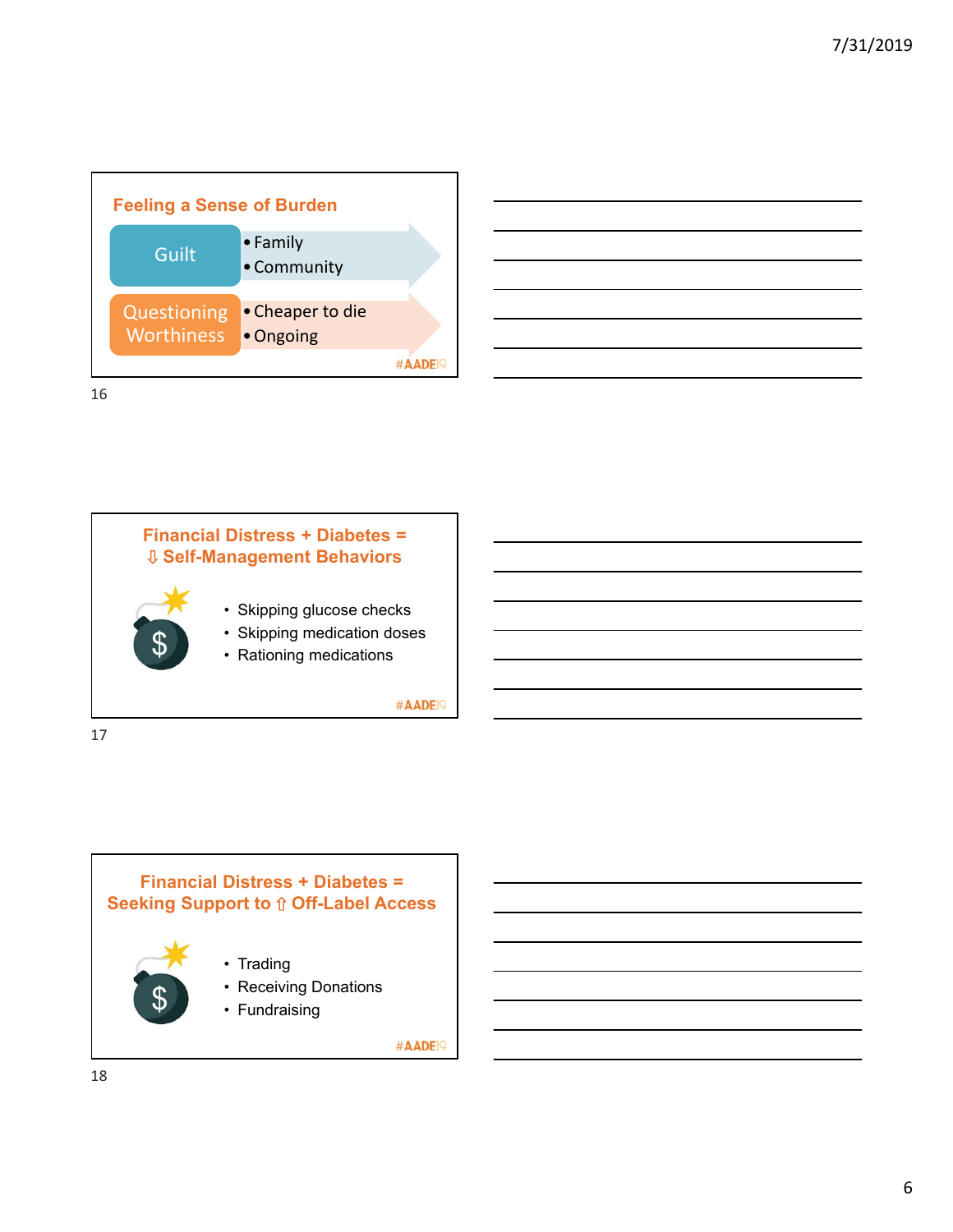## Feeling a Sense of Burden

**Guilt**
- Family
- Community

**Questioning Worthiness**
- Cheaper to die
- Ongoing

#AADE19

## Financial Distress + Diabetes = ⇩ Self-Management Behaviors

- Skipping glucose checks
- Skipping medication doses
- Rationing medications

#AADE19

## Financial Distress + Diabetes = Seeking Support to ⇧ Off-Label Access

- Trading
- Receiving Donations
- Fundraising

#AADE19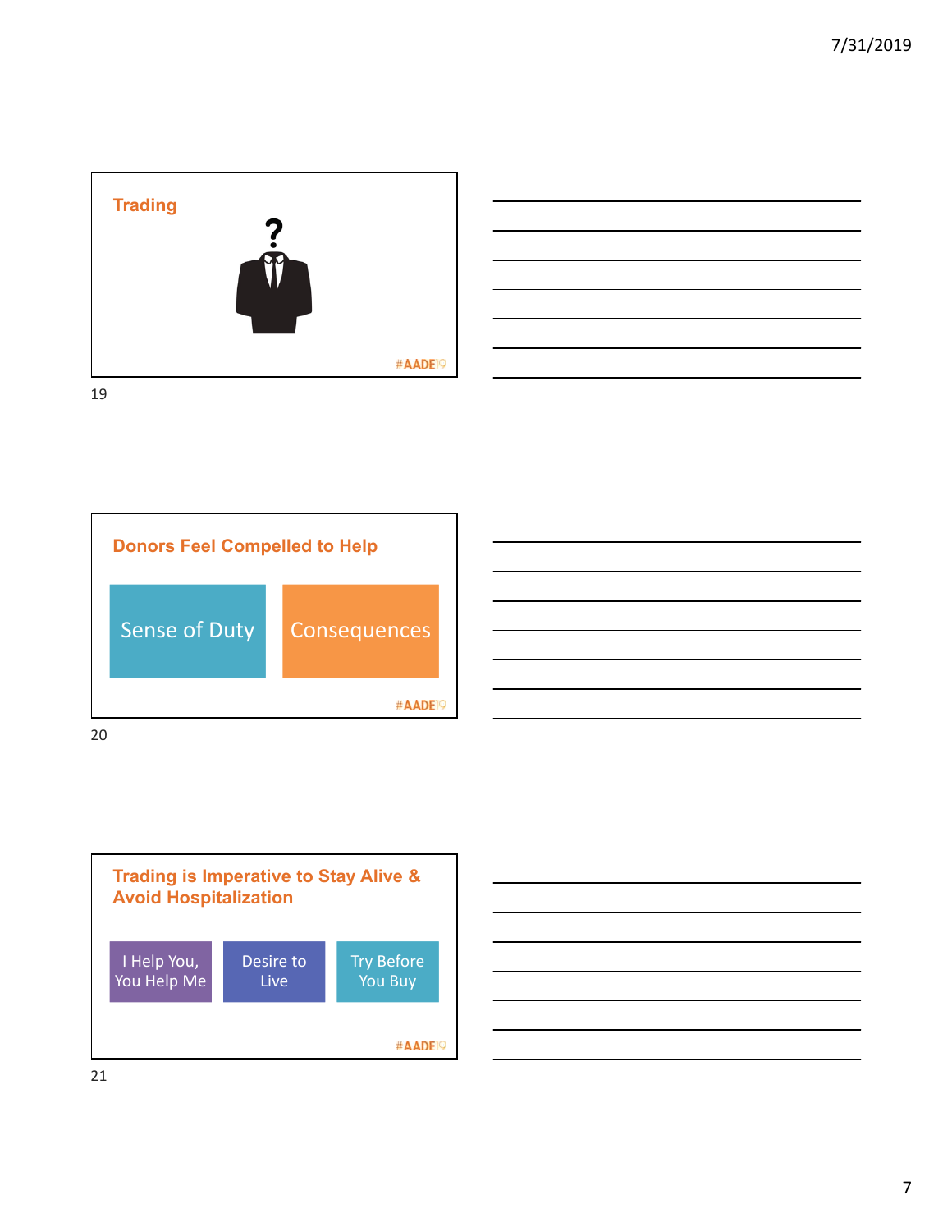## Trading

?

#AADE19

## Donors Feel Compelled to Help

Sense of Duty

Consequences

#AADE19

## Trading is Imperative to Stay Alive & Avoid Hospitalization

I Help You, You Help Me

Desire to Live

Try Before You Buy

#AADE19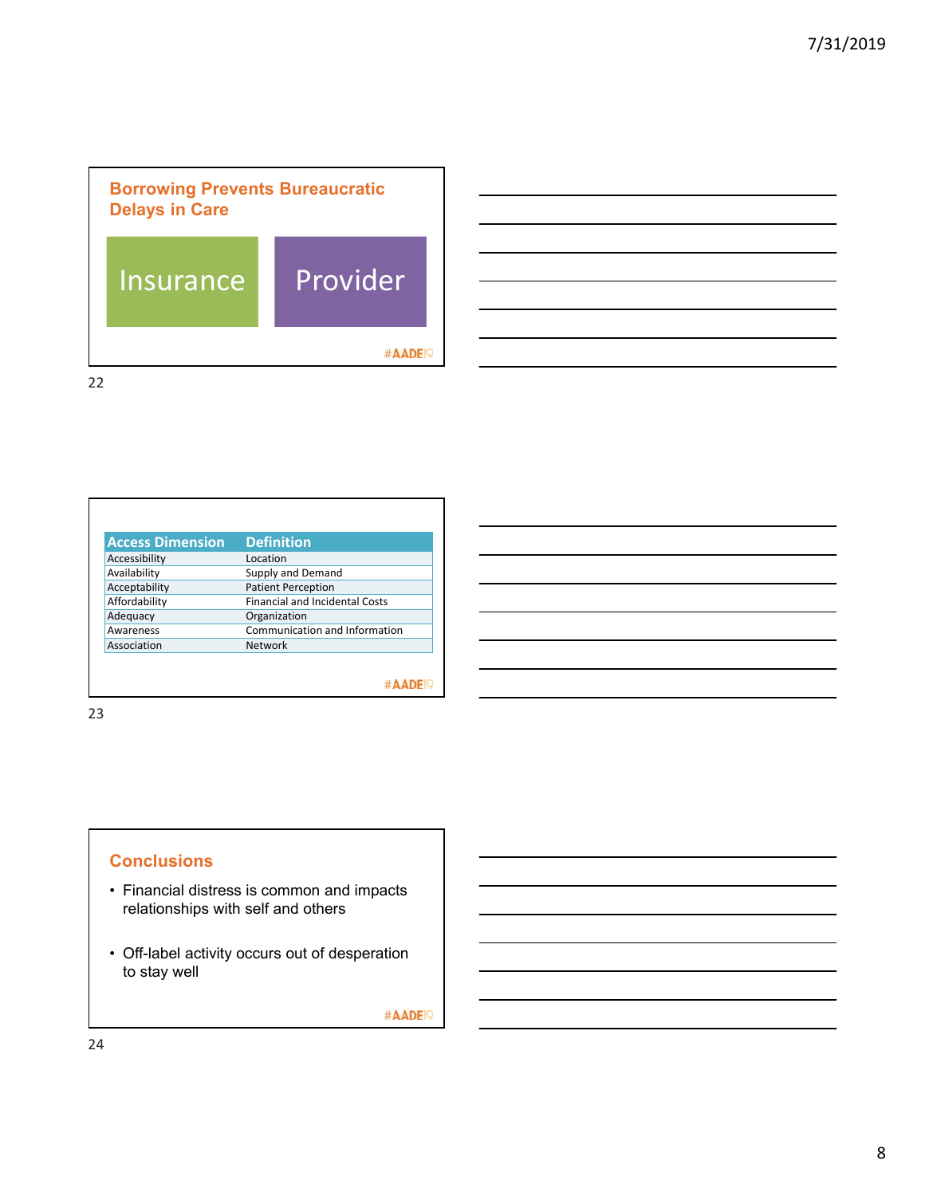## Borrowing Prevents Bureaucratic Delays in Care

Insurance

Provider

#AADE19

| Access Dimension | Definition |
|---|---|
| Accessibility | Location |
| Availability | Supply and Demand |
| Acceptability | Patient Perception |
| Affordability | Financial and Incidental Costs |
| Adequacy | Organization |
| Awareness | Communication and Information |
| Association | Network |

#AADE19

## Conclusions

- Financial distress is common and impacts relationships with self and others
- Off-label activity occurs out of desperation to stay well

#AADE19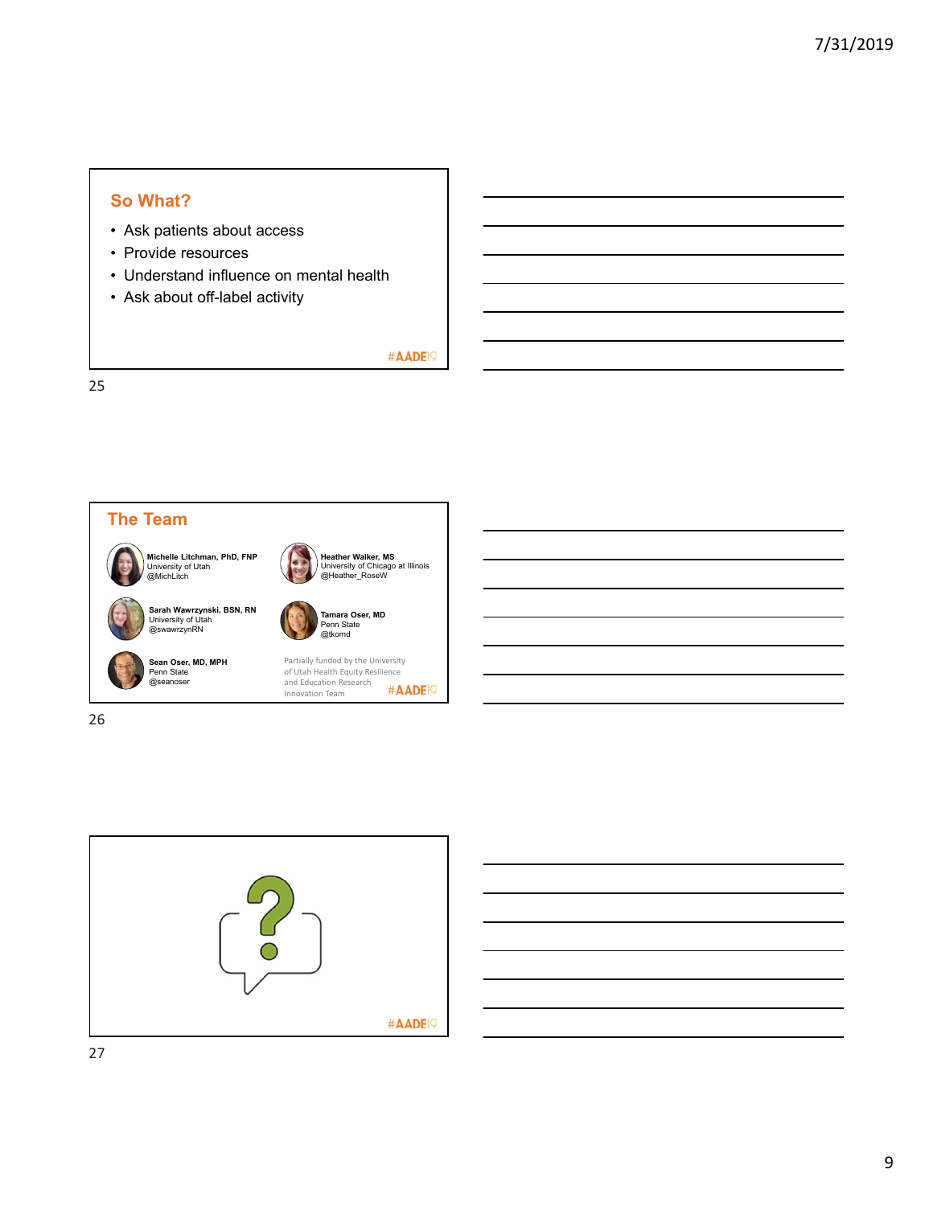## So What?

- Ask patients about access
- Provide resources
- Understand influence on mental health
- Ask about off-label activity

#AADE19

## The Team

**Michelle Litchman, PhD, FNP**
University of Utah
@MichLitch

**Heather Walker, MS**
University of Chicago at Illinois
@Heather_RoseW

**Sarah Wawrzynski, BSN, RN**
University of Utah
@swawrzynRN

**Tamara Oser, MD**
Penn State
@tkomd

**Sean Oser, MD, MPH**
Penn State
@seanoser

Partially funded by the University of Utah Health Equity Resilience and Education Research Innovation Team

#AADE19

#AADE19